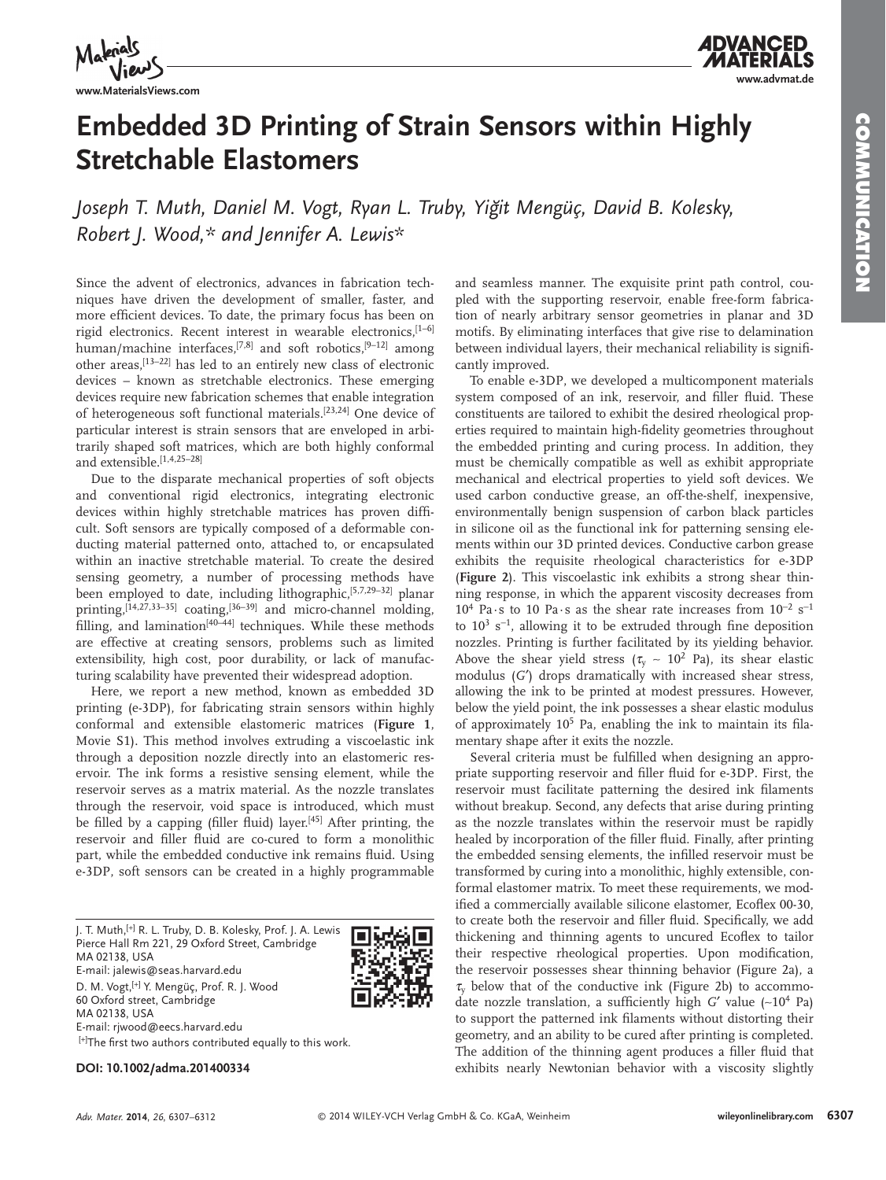# Embedded 3D Printing of Strain Sensors within Highly Stretchable Elastomers

*Joseph T. Muth, Daniel M. Vogt, Ryan L. Truby, Yiğit Mengüç, David B. Kolesky, Robert J. Wood,\* and Jennifer A. Lewis\**

Since the advent of electronics, advances in fabrication techniques have driven the development of smaller, faster, and more efficient devices. To date, the primary focus has been on rigid electronics. Recent interest in wearable electronics,[1–6] human/machine interfaces,[7,8] and soft robotics,[9–12] among other areas,[13–22] has led to an entirely new class of electronic devices – known as stretchable electronics. These emerging devices require new fabrication schemes that enable integration of heterogeneous soft functional materials.[23,24] One device of particular interest is strain sensors that are enveloped in arbitrarily shaped soft matrices, which are both highly conformal and extensible.[1,4,25–28]

Due to the disparate mechanical properties of soft objects and conventional rigid electronics, integrating electronic devices within highly stretchable matrices has proven difficult. Soft sensors are typically composed of a deformable conducting material patterned onto, attached to, or encapsulated within an inactive stretchable material. To create the desired sensing geometry, a number of processing methods have been employed to date, including lithographic,[5,7,29–32] planar printing,[14,27,33–35] coating,[36–39] and micro-channel molding, filling, and lamination[40–44] techniques. While these methods are effective at creating sensors, problems such as limited extensibility, high cost, poor durability, or lack of manufacturing scalability have prevented their widespread adoption.

Here, we report a new method, known as embedded 3D printing (e-3DP), for fabricating strain sensors within highly conformal and extensible elastomeric matrices (**Figure 1**, Movie S1). This method involves extruding a viscoelastic ink through a deposition nozzle directly into an elastomeric reservoir. The ink forms a resistive sensing element, while the reservoir serves as a matrix material. As the nozzle translates through the reservoir, void space is introduced, which must be filled by a capping (filler fluid) layer.[45] After printing, the reservoir and filler fluid are co-cured to form a monolithic part, while the embedded conductive ink remains fluid. Using e-3DP, soft sensors can be created in a highly programmable and seamless manner. The exquisite print path control, coupled with the supporting reservoir, enable free-form fabrication of nearly arbitrary sensor geometries in planar and 3D motifs. By eliminating interfaces that give rise to delamination between individual layers, their mechanical reliability is significantly improved.

To enable e-3DP, we developed a multicomponent materials system composed of an ink, reservoir, and filler fluid. These constituents are tailored to exhibit the desired rheological properties required to maintain high-fidelity geometries throughout the embedded printing and curing process. In addition, they must be chemically compatible as well as exhibit appropriate mechanical and electrical properties to yield soft devices. We used carbon conductive grease, an off-the-shelf, inexpensive, environmentally benign suspension of carbon black particles in silicone oil as the functional ink for patterning sensing elements within our 3D printed devices. Conductive carbon grease exhibits the requisite rheological characteristics for e-3DP (**Figure 2**). This viscoelastic ink exhibits a strong shear thinning response, in which the apparent viscosity decreases from $10^4$ Pa·s to 10 Pa·s as the shear rate increases from $10^{-2}$ s$^{-1}$ to $10^3$ s$^{-1}$, allowing it to be extruded through fine deposition nozzles. Printing is further facilitated by its yielding behavior. Above the shear yield stress ($\tau_y \sim 10^2$ Pa), its shear elastic modulus ($G'$) drops dramatically with increased shear stress, allowing the ink to be printed at modest pressures. However, below the yield point, the ink possesses a shear elastic modulus of approximately $10^5$ Pa, enabling the ink to maintain its filamentary shape after it exits the nozzle.

Several criteria must be fulfilled when designing an appropriate supporting reservoir and filler fluid for e-3DP. First, the reservoir must facilitate patterning the desired ink filaments without breakup. Second, any defects that arise during printing as the nozzle translates within the reservoir must be rapidly healed by incorporation of the filler fluid. Finally, after printing the embedded sensing elements, the infilled reservoir must be transformed by curing into a monolithic, highly extensible, conformal elastomer matrix. To meet these requirements, we modified a commercially available silicone elastomer, Ecoflex 00-30, to create both the reservoir and filler fluid. Specifically, we add thickening and thinning agents to uncured Ecoflex to tailor their respective rheological properties. Upon modification, the reservoir possesses shear thinning behavior (Figure 2a), a $\tau_y$ below that of the conductive ink (Figure 2b) to accommodate nozzle translation, a sufficiently high $G'$ value (~$10^4$ Pa) to support the patterned ink filaments without distorting their geometry, and an ability to be cured after printing is completed. The addition of the thinning agent produces a filler fluid that exhibits nearly Newtonian behavior with a viscosity slightly

---

J. T. Muth,[+] R. L. Truby, D. B. Kolesky, Prof. J. A. Lewis
Pierce Hall Rm 221, 29 Oxford Street, Cambridge
MA 02138, USA
E-mail: jalewis@seas.harvard.edu

D. M. Vogt,[+] Y. Mengüç, Prof. R. J. Wood
60 Oxford street, Cambridge
MA 02138, USA
E-mail: rjwood@eecs.harvard.edu

[+]The first two authors contributed equally to this work.

**DOI: 10.1002/adma.201400334**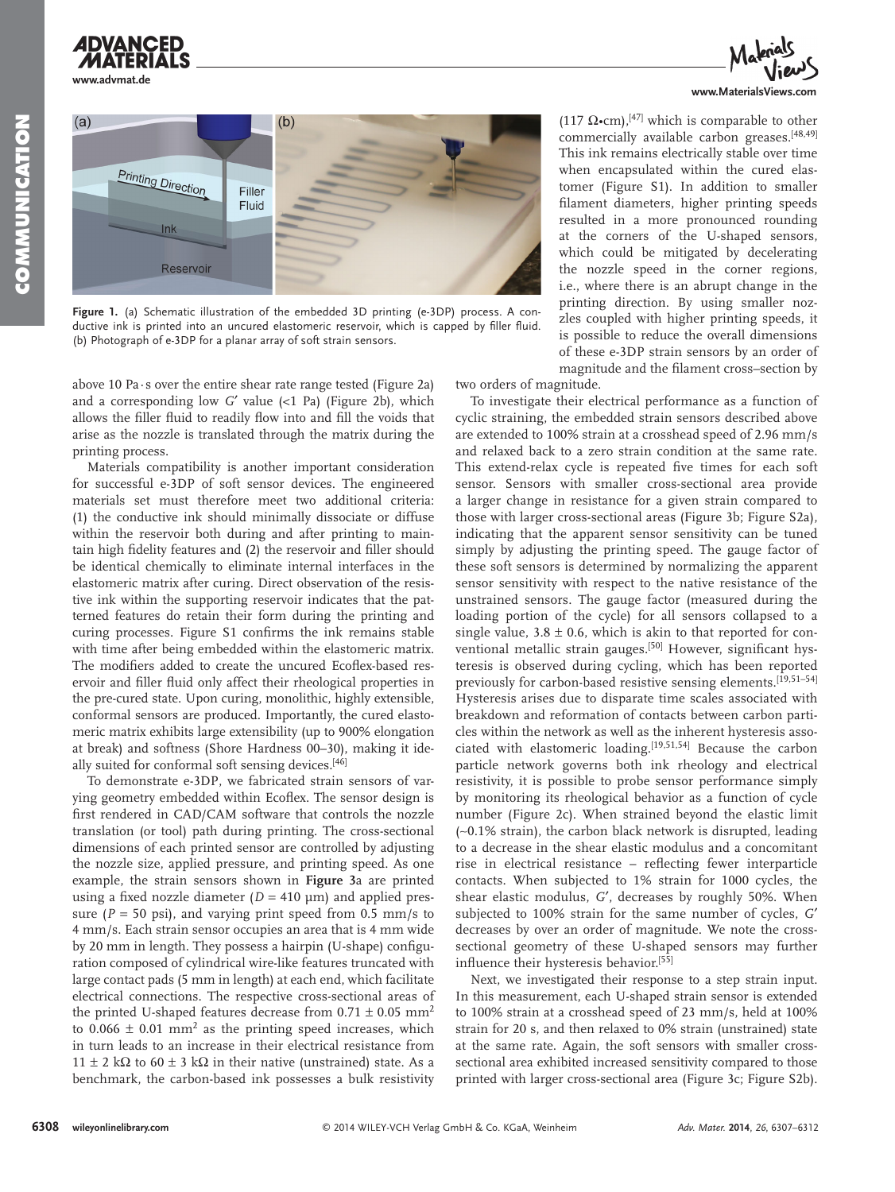Figure 1. (a) Schematic illustration of the embedded 3D printing (e-3DP) process. A conductive ink is printed into an uncured elastomeric reservoir, which is capped by filler fluid. (b) Photograph of e-3DP for a planar array of soft strain sensors.

above 10 Pa·s over the entire shear rate range tested (Figure 2a) and a corresponding low $G'$ value (<1 Pa) (Figure 2b), which allows the filler fluid to readily flow into and fill the voids that arise as the nozzle is translated through the matrix during the printing process.

Materials compatibility is another important consideration for successful e-3DP of soft sensor devices. The engineered materials set must therefore meet two additional criteria: (1) the conductive ink should minimally dissociate or diffuse within the reservoir both during and after printing to maintain high fidelity features and (2) the reservoir and filler should be identical chemically to eliminate internal interfaces in the elastomeric matrix after curing. Direct observation of the resistive ink within the supporting reservoir indicates that the patterned features do retain their form during the printing and curing processes. Figure S1 confirms the ink remains stable with time after being embedded within the elastomeric matrix. The modifiers added to create the uncured Ecoflex-based reservoir and filler fluid only affect their rheological properties in the pre-cured state. Upon curing, monolithic, highly extensible, conformal sensors are produced. Importantly, the cured elastomeric matrix exhibits large extensibility (up to 900% elongation at break) and softness (Shore Hardness 00–30), making it ideally suited for conformal soft sensing devices.[46]

To demonstrate e-3DP, we fabricated strain sensors of varying geometry embedded within Ecoflex. The sensor design is first rendered in CAD/CAM software that controls the nozzle translation (or tool) path during printing. The cross-sectional dimensions of each printed sensor are controlled by adjusting the nozzle size, applied pressure, and printing speed. As one example, the strain sensors shown in **Figure 3**a are printed using a fixed nozzle diameter ($D$ = 410 μm) and applied pressure ($P$ = 50 psi), and varying print speed from 0.5 mm/s to 4 mm/s. Each strain sensor occupies an area that is 4 mm wide by 20 mm in length. They possess a hairpin (U-shape) configuration composed of cylindrical wire-like features truncated with large contact pads (5 mm in length) at each end, which facilitate electrical connections. The respective cross-sectional areas of the printed U-shaped features decrease from 0.71 ± 0.05 $mm^2$ to 0.066 ± 0.01 $mm^2$ as the printing speed increases, which in turn leads to an increase in their electrical resistance from 11 ± 2 kΩ to 60 ± 3 kΩ in their native (unstrained) state. As a benchmark, the carbon-based ink possesses a bulk resistivity (117 Ω•cm),[47] which is comparable to other commercially available carbon greases.[48,49] This ink remains electrically stable over time when encapsulated within the cured elastomer (Figure S1). In addition to smaller filament diameters, higher printing speeds resulted in a more pronounced rounding at the corners of the U-shaped sensors, which could be mitigated by decelerating the nozzle speed in the corner regions, i.e., where there is an abrupt change in the printing direction. By using smaller nozzles coupled with higher printing speeds, it is possible to reduce the overall dimensions of these e-3DP strain sensors by an order of magnitude and the filament cross–section by two orders of magnitude.

To investigate their electrical performance as a function of cyclic straining, the embedded strain sensors described above are extended to 100% strain at a crosshead speed of 2.96 mm/s and relaxed back to a zero strain condition at the same rate. This extend-relax cycle is repeated five times for each soft sensor. Sensors with smaller cross-sectional area provide a larger change in resistance for a given strain compared to those with larger cross-sectional areas (Figure 3b; Figure S2a), indicating that the apparent sensor sensitivity can be tuned simply by adjusting the printing speed. The gauge factor of these soft sensors is determined by normalizing the apparent sensor sensitivity with respect to the native resistance of the unstrained sensors. The gauge factor (measured during the loading portion of the cycle) for all sensors collapsed to a single value, 3.8 ± 0.6, which is akin to that reported for conventional metallic strain gauges.[50] However, significant hysteresis is observed during cycling, which has been reported previously for carbon-based resistive sensing elements.[19,51–54] Hysteresis arises due to disparate time scales associated with breakdown and reformation of contacts between carbon particles within the network as well as the inherent hysteresis associated with elastomeric loading.[19,51,54] Because the carbon particle network governs both ink rheology and electrical resistivity, it is possible to probe sensor performance simply by monitoring its rheological behavior as a function of cycle number (Figure 2c). When strained beyond the elastic limit (~0.1% strain), the carbon black network is disrupted, leading to a decrease in the shear elastic modulus and a concomitant rise in electrical resistance – reflecting fewer interparticle contacts. When subjected to 1% strain for 1000 cycles, the shear elastic modulus, $G'$, decreases by roughly 50%. When subjected to 100% strain for the same number of cycles, $G'$ decreases by over an order of magnitude. We note the cross-sectional geometry of these U-shaped sensors may further influence their hysteresis behavior.[55]

Next, we investigated their response to a step strain input. In this measurement, each U-shaped strain sensor is extended to 100% strain at a crosshead speed of 23 mm/s, held at 100% strain for 20 s, and then relaxed to 0% strain (unstrained) state at the same rate. Again, the soft sensors with smaller cross-sectional area exhibited increased sensitivity compared to those printed with larger cross-sectional area (Figure 3c; Figure S2b).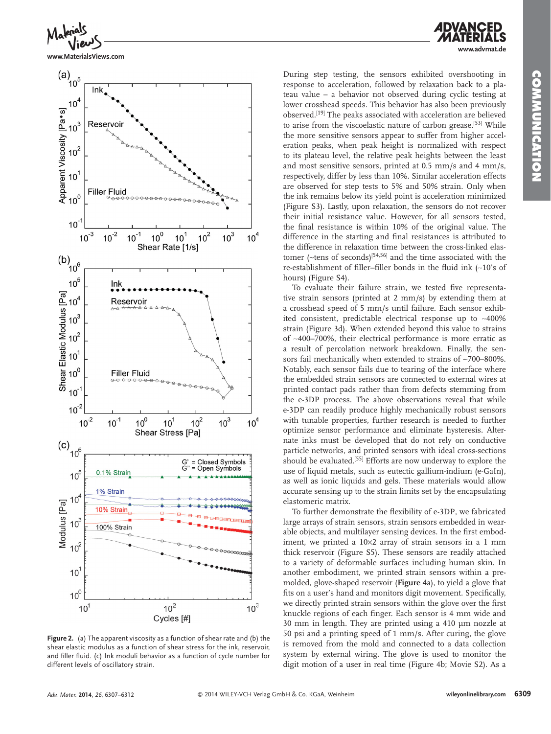Figure 2. (a) The apparent viscosity as a function of shear rate and (b) the shear elastic modulus as a function of shear stress for the ink, reservoir, and filler fluid. (c) Ink moduli behavior as a function of cycle number for different levels of oscillatory strain.

During step testing, the sensors exhibited overshooting in response to acceleration, followed by relaxation back to a plateau value – a behavior not observed during cyclic testing at lower crosshead speeds. This behavior has also been previously observed.[19] The peaks associated with acceleration are believed to arise from the viscoelastic nature of carbon grease.[53] While the more sensitive sensors appear to suffer from higher acceleration peaks, when peak height is normalized with respect to its plateau level, the relative peak heights between the least and most sensitive sensors, printed at 0.5 mm/s and 4 mm/s, respectively, differ by less than 10%. Similar acceleration effects are observed for step tests to 5% and 50% strain. Only when the ink remains below its yield point is acceleration minimized (Figure S3). Lastly, upon relaxation, the sensors do not recover their initial resistance value. However, for all sensors tested, the final resistance is within 10% of the original value. The difference in the starting and final resistances is attributed to the difference in relaxation time between the cross-linked elastomer (~tens of seconds)[54,56] and the time associated with the re-establishment of filler–filler bonds in the fluid ink (~10's of hours) (Figure S4).

To evaluate their failure strain, we tested five representative strain sensors (printed at 2 mm/s) by extending them at a crosshead speed of 5 mm/s until failure. Each sensor exhibited consistent, predictable electrical response up to ~400% strain (Figure 3d). When extended beyond this value to strains of ~400–700%, their electrical performance is more erratic as a result of percolation network breakdown. Finally, the sensors fail mechanically when extended to strains of ~700–800%. Notably, each sensor fails due to tearing of the interface where the embedded strain sensors are connected to external wires at printed contact pads rather than from defects stemming from the e-3DP process. The above observations reveal that while e-3DP can readily produce highly mechanically robust sensors with tunable properties, further research is needed to further optimize sensor performance and eliminate hysteresis. Alternate inks must be developed that do not rely on conductive particle networks, and printed sensors with ideal cross-sections should be evaluated.[55] Efforts are now underway to explore the use of liquid metals, such as eutectic gallium-indium (e-GaIn), as well as ionic liquids and gels. These materials would allow accurate sensing up to the strain limits set by the encapsulating elastomeric matrix.

To further demonstrate the flexibility of e-3DP, we fabricated large arrays of strain sensors, strain sensors embedded in wearable objects, and multilayer sensing devices. In the first embodiment, we printed a 10×2 array of strain sensors in a 1 mm thick reservoir (Figure S5). These sensors are readily attached to a variety of deformable surfaces including human skin. In another embodiment, we printed strain sensors within a pre-molded, glove-shaped reservoir (**Figure 4**a), to yield a glove that fits on a user's hand and monitors digit movement. Specifically, we directly printed strain sensors within the glove over the first knuckle regions of each finger. Each sensor is 4 mm wide and 30 mm in length. They are printed using a 410 µm nozzle at 50 psi and a printing speed of 1 mm/s. After curing, the glove is removed from the mold and connected to a data collection system by external wiring. The glove is used to monitor the digit motion of a user in real time (Figure 4b; Movie S2). As a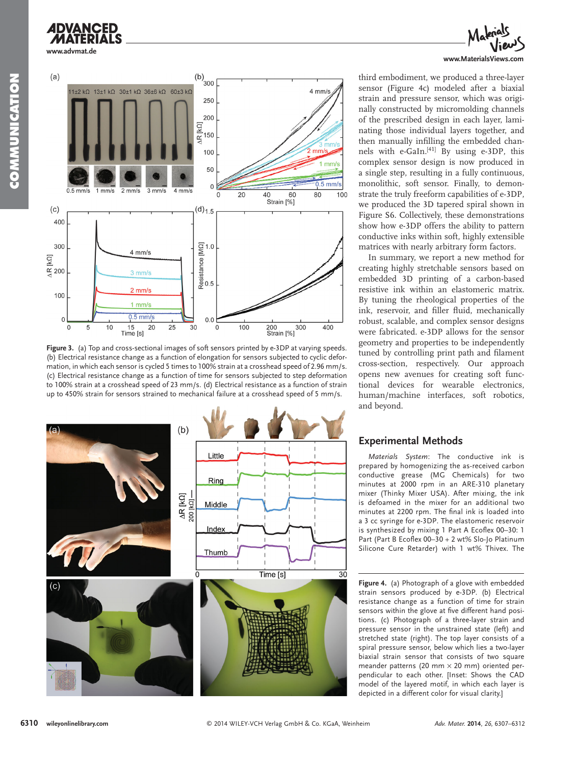Figure 3. (a) Top and cross-sectional images of soft sensors printed by e-3DP at varying speeds. (b) Electrical resistance change as a function of elongation for sensors subjected to cyclic deformation, in which each sensor is cycled 5 times to 100% strain at a crosshead speed of 2.96 mm/s. (c) Electrical resistance change as a function of time for sensors subjected to step deformation to 100% strain at a crosshead speed of 23 mm/s. (d) Electrical resistance as a function of strain up to 450% strain for sensors strained to mechanical failure at a crosshead speed of 5 mm/s.

Figure 4. (a) Photograph of a glove with embedded strain sensors produced by e-3DP. (b) Electrical resistance change as a function of time for strain sensors within the glove at five different hand positions. (c) Photograph of a three-layer strain and pressure sensor in the unstrained state (left) and stretched state (right). The top layer consists of a spiral pressure sensor, below which lies a two-layer biaxial strain sensor that consists of two square meander patterns (20 mm × 20 mm) oriented perpendicular to each other. [Inset: Shows the CAD model of the layered motif, in which each layer is depicted in a different color for visual clarity.]

third embodiment, we produced a three-layer sensor (Figure 4c) modeled after a biaxial strain and pressure sensor, which was originally constructed by micromolding channels of the prescribed design in each layer, laminating those individual layers together, and then manually infilling the embedded channels with e-GaIn.[41] By using e-3DP, this complex sensor design is now produced in a single step, resulting in a fully continuous, monolithic, soft sensor. Finally, to demonstrate the truly freeform capabilities of e-3DP, we produced the 3D tapered spiral shown in Figure S6. Collectively, these demonstrations show how e-3DP offers the ability to pattern conductive inks within soft, highly extensible matrices with nearly arbitrary form factors.

In summary, we report a new method for creating highly stretchable sensors based on embedded 3D printing of a carbon-based resistive ink within an elastomeric matrix. By tuning the rheological properties of the ink, reservoir, and filler fluid, mechanically robust, scalable, and complex sensor designs were fabricated. e-3DP allows for the sensor geometry and properties to be independently tuned by controlling print path and filament cross-section, respectively. Our approach opens new avenues for creating soft functional devices for wearable electronics, human/machine interfaces, soft robotics, and beyond.

## Experimental Methods

*Materials System*: The conductive ink is prepared by homogenizing the as-received carbon conductive grease (MG Chemicals) for two minutes at 2000 rpm in an ARE-310 planetary mixer (Thinky Mixer USA). After mixing, the ink is defoamed in the mixer for an additional two minutes at 2200 rpm. The final ink is loaded into a 3 cc syringe for e-3DP. The elastomeric reservoir is synthesized by mixing 1 Part A Ecoflex 00–30: 1 Part (Part B Ecoflex 00–30 + 2 wt% Slo-Jo Platinum Silicone Cure Retarder) with 1 wt% Thivex. The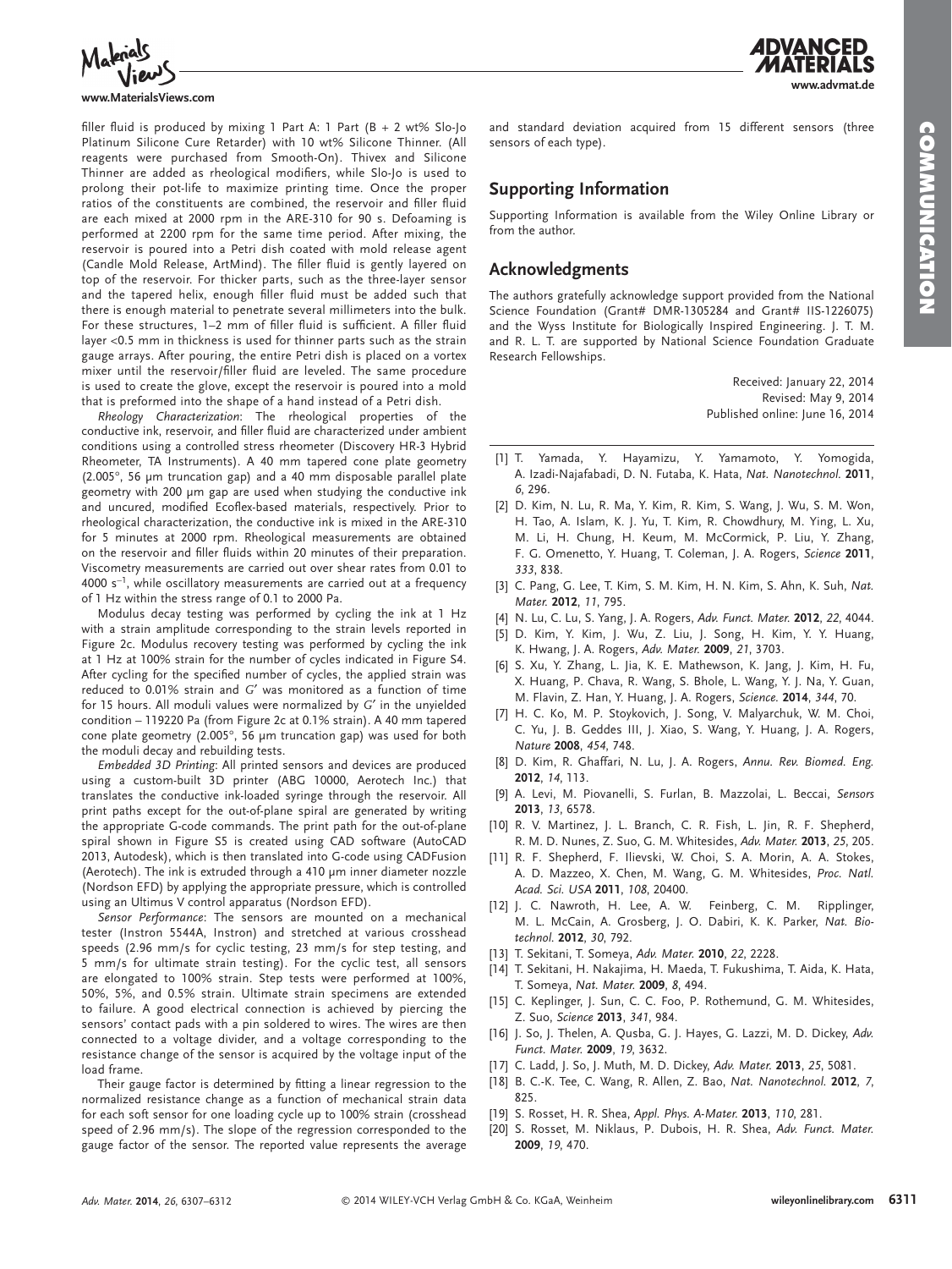filler fluid is produced by mixing 1 Part A: 1 Part (B + 2 wt% Slo-Jo Platinum Silicone Cure Retarder) with 10 wt% Silicone Thinner. (All reagents were purchased from Smooth-On). Thivex and Silicone Thinner are added as rheological modifiers, while Slo-Jo is used to prolong their pot-life to maximize printing time. Once the proper ratios of the constituents are combined, the reservoir and filler fluid are each mixed at 2000 rpm in the ARE-310 for 90 s. Defoaming is performed at 2200 rpm for the same time period. After mixing, the reservoir is poured into a Petri dish coated with mold release agent (Candle Mold Release, ArtMind). The filler fluid is gently layered on top of the reservoir. For thicker parts, such as the three-layer sensor and the tapered helix, enough filler fluid must be added such that there is enough material to penetrate several millimeters into the bulk. For these structures, 1–2 mm of filler fluid is sufficient. A filler fluid layer <0.5 mm in thickness is used for thinner parts such as the strain gauge arrays. After pouring, the entire Petri dish is placed on a vortex mixer until the reservoir/filler fluid are leveled. The same procedure is used to create the glove, except the reservoir is poured into a mold that is preformed into the shape of a hand instead of a Petri dish.

*Rheology Characterization*: The rheological properties of the conductive ink, reservoir, and filler fluid are characterized under ambient conditions using a controlled stress rheometer (Discovery HR-3 Hybrid Rheometer, TA Instruments). A 40 mm tapered cone plate geometry (2.005°, 56 μm truncation gap) and a 40 mm disposable parallel plate geometry with 200 μm gap are used when studying the conductive ink and uncured, modified Ecoflex-based materials, respectively. Prior to rheological characterization, the conductive ink is mixed in the ARE-310 for 5 minutes at 2000 rpm. Rheological measurements are obtained on the reservoir and filler fluids within 20 minutes of their preparation. Viscometry measurements are carried out over shear rates from 0.01 to 4000 $s^{-1}$, while oscillatory measurements are carried out at a frequency of 1 Hz within the stress range of 0.1 to 2000 Pa.

Modulus decay testing was performed by cycling the ink at 1 Hz with a strain amplitude corresponding to the strain levels reported in Figure 2c. Modulus recovery testing was performed by cycling the ink at 1 Hz at 100% strain for the number of cycles indicated in Figure S4. After cycling for the specified number of cycles, the applied strain was reduced to 0.01% strain and $G'$ was monitored as a function of time for 15 hours. All moduli values were normalized by $G'$ in the unyielded condition – 119220 Pa (from Figure 2c at 0.1% strain). A 40 mm tapered cone plate geometry (2.005°, 56 μm truncation gap) was used for both the moduli decay and rebuilding tests.

*Embedded 3D Printing*: All printed sensors and devices are produced using a custom-built 3D printer (ABG 10000, Aerotech Inc.) that translates the conductive ink-loaded syringe through the reservoir. All print paths except for the out-of-plane spiral are generated by writing the appropriate G-code commands. The print path for the out-of-plane spiral shown in Figure S5 is created using CAD software (AutoCAD 2013, Autodesk), which is then translated into G-code using CADFusion (Aerotech). The ink is extruded through a 410 μm inner diameter nozzle (Nordson EFD) by applying the appropriate pressure, which is controlled using an Ultimus V control apparatus (Nordson EFD).

*Sensor Performance*: The sensors are mounted on a mechanical tester (Instron 5544A, Instron) and stretched at various crosshead speeds (2.96 mm/s for cyclic testing, 23 mm/s for step testing, and 5 mm/s for ultimate strain testing). For the cyclic test, all sensors are elongated to 100% strain. Step tests were performed at 100%, 50%, 5%, and 0.5% strain. Ultimate strain specimens are extended to failure. A good electrical connection is achieved by piercing the sensors' contact pads with a pin soldered to wires. The wires are then connected to a voltage divider, and a voltage corresponding to the resistance change of the sensor is acquired by the voltage input of the load frame.

Their gauge factor is determined by fitting a linear regression to the normalized resistance change as a function of mechanical strain data for each soft sensor for one loading cycle up to 100% strain (crosshead speed of 2.96 mm/s). The slope of the regression corresponded to the gauge factor of the sensor. The reported value represents the average and standard deviation acquired from 15 different sensors (three sensors of each type).

## Supporting Information

Supporting Information is available from the Wiley Online Library or from the author.

## Acknowledgments

The authors gratefully acknowledge support provided from the National Science Foundation (Grant# DMR-1305284 and Grant# IIS-1226075) and the Wyss Institute for Biologically Inspired Engineering. J. T. M. and R. L. T. are supported by National Science Foundation Graduate Research Fellowships.

Received: January 22, 2014
Revised: May 9, 2014
Published online: June 16, 2014

[1] T. Yamada, Y. Hayamizu, Y. Yamamoto, Y. Yomogida, A. Izadi-Najafabadi, D. N. Futaba, K. Hata, *Nat. Nanotechnol.* **2011**, *6*, 296.
[2] D. Kim, N. Lu, R. Ma, Y. Kim, R. Kim, S. Wang, J. Wu, S. M. Won, H. Tao, A. Islam, K. J. Yu, T. Kim, R. Chowdhury, M. Ying, L. Xu, M. Li, H. Chung, H. Keum, M. McCormick, P. Liu, Y. Zhang, F. G. Omenetto, Y. Huang, T. Coleman, J. A. Rogers, *Science* **2011**, *333*, 838.
[3] C. Pang, G. Lee, T. Kim, S. M. Kim, H. N. Kim, S. Ahn, K. Suh, *Nat. Mater.* **2012**, *11*, 795.
[4] N. Lu, C. Lu, S. Yang, J. A. Rogers, *Adv. Funct. Mater.* **2012**, *22*, 4044.
[5] D. Kim, Y. Kim, J. Wu, Z. Liu, J. Song, H. Kim, Y. Y. Huang, K. Hwang, J. A. Rogers, *Adv. Mater.* **2009**, *21*, 3703.
[6] S. Xu, Y. Zhang, L. Jia, K. E. Mathewson, K. Jang, J. Kim, H. Fu, X. Huang, P. Chava, R. Wang, S. Bhole, L. Wang, Y. J. Na, Y. Guan, M. Flavin, Z. Han, Y. Huang, J. A. Rogers, *Science.* **2014**, *344*, 70.
[7] H. C. Ko, M. P. Stoykovich, J. Song, V. Malyarchuk, W. M. Choi, C. Yu, J. B. Geddes III, J. Xiao, S. Wang, Y. Huang, J. A. Rogers, *Nature* **2008**, *454*, 748.
[8] D. Kim, R. Ghaffari, N. Lu, J. A. Rogers, *Annu. Rev. Biomed. Eng.* **2012**, *14*, 113.
[9] A. Levi, M. Piovanelli, S. Furlan, B. Mazzolai, L. Beccai, *Sensors* **2013**, *13*, 6578.
[10] R. V. Martinez, J. L. Branch, C. R. Fish, L. Jin, R. F. Shepherd, R. M. D. Nunes, Z. Suo, G. M. Whitesides, *Adv. Mater.* **2013**, *25*, 205.
[11] R. F. Shepherd, F. Ilievski, W. Choi, S. A. Morin, A. A. Stokes, A. D. Mazzeo, X. Chen, M. Wang, G. M. Whitesides, *Proc. Natl. Acad. Sci. USA* **2011**, *108*, 20400.
[12] J. C. Nawroth, H. Lee, A. W. Feinberg, C. M. Ripplinger, M. L. McCain, A. Grosberg, J. O. Dabiri, K. K. Parker, *Nat. Biotechnol.* **2012**, *30*, 792.
[13] T. Sekitani, T. Someya, *Adv. Mater.* **2010**, *22*, 2228.
[14] T. Sekitani, H. Nakajima, H. Maeda, T. Fukushima, T. Aida, K. Hata, T. Someya, *Nat. Mater.* **2009**, *8*, 494.
[15] C. Keplinger, J. Sun, C. C. Foo, P. Rothemund, G. M. Whitesides, Z. Suo, *Science* **2013**, *341*, 984.
[16] J. So, J. Thelen, A. Qusba, G. J. Hayes, G. Lazzi, M. D. Dickey, *Adv. Funct. Mater.* **2009**, *19*, 3632.
[17] C. Ladd, J. So, J. Muth, M. D. Dickey, *Adv. Mater.* **2013**, *25*, 5081.
[18] B. C.-K. Tee, C. Wang, R. Allen, Z. Bao, *Nat. Nanotechnol.* **2012**, *7*, 825.
[19] S. Rosset, H. R. Shea, *Appl. Phys. A-Mater.* **2013**, *110*, 281.
[20] S. Rosset, M. Niklaus, P. Dubois, H. R. Shea, *Adv. Funct. Mater.* **2009**, *19*, 470.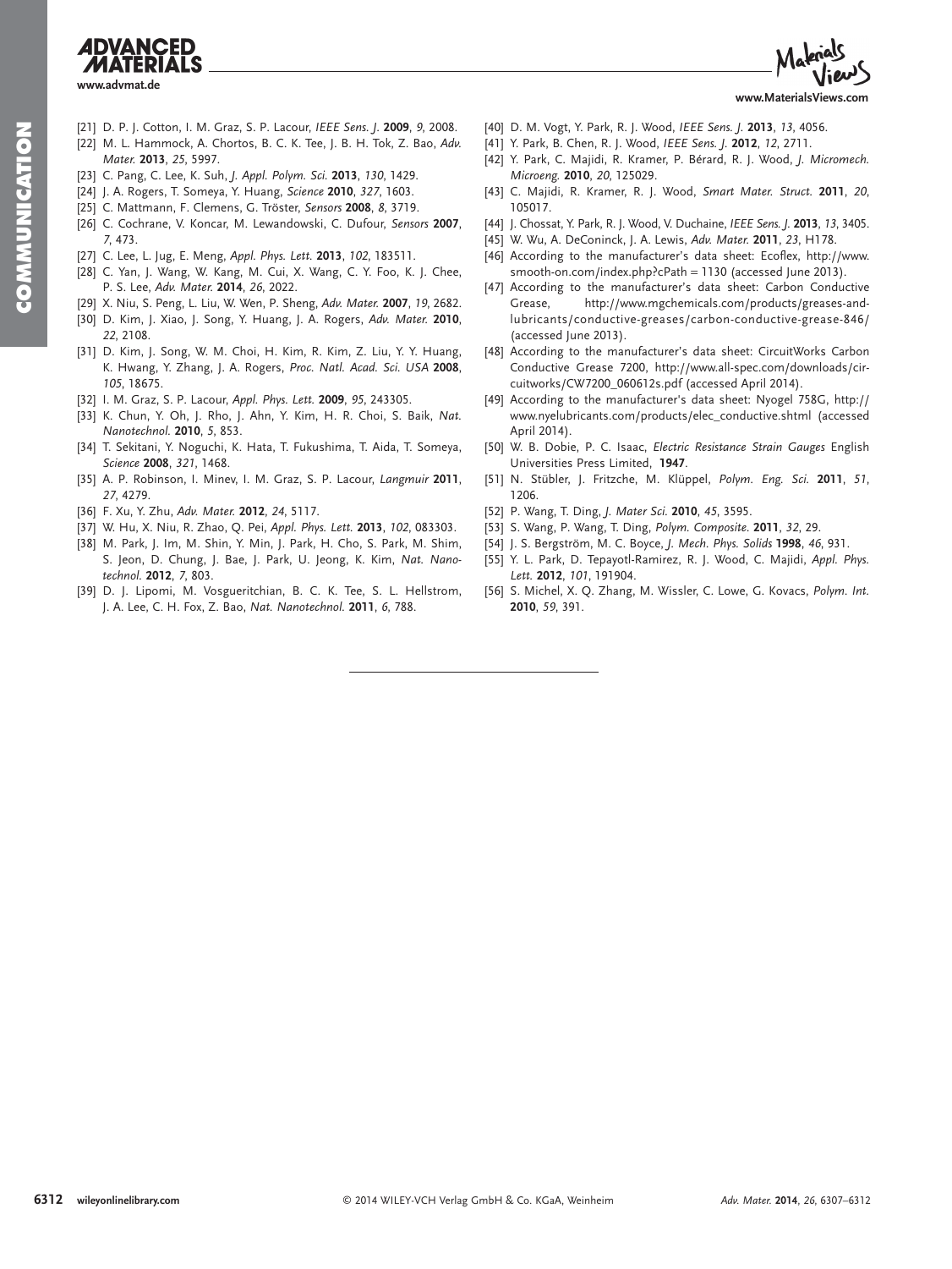[21] D. P. J. Cotton, I. M. Graz, S. P. Lacour, *IEEE Sens. J.* **2009**, *9*, 2008.

[22] M. L. Hammock, A. Chortos, B. C. K. Tee, J. B. H. Tok, Z. Bao, *Adv. Mater.* **2013**, *25*, 5997.

[23] C. Pang, C. Lee, K. Suh, *J. Appl. Polym. Sci.* **2013**, *130*, 1429.

[24] J. A. Rogers, T. Someya, Y. Huang, *Science* **2010**, *327*, 1603.

[25] C. Mattmann, F. Clemens, G. Tröster, *Sensors* **2008**, *8*, 3719.

[26] C. Cochrane, V. Koncar, M. Lewandowski, C. Dufour, *Sensors* **2007**, *7*, 473.

[27] C. Lee, L. Jug, E. Meng, *Appl. Phys. Lett.* **2013**, *102*, 183511.

[28] C. Yan, J. Wang, W. Kang, M. Cui, X. Wang, C. Y. Foo, K. J. Chee, P. S. Lee, *Adv. Mater.* **2014**, *26*, 2022.

[29] X. Niu, S. Peng, L. Liu, W. Wen, P. Sheng, *Adv. Mater.* **2007**, *19*, 2682.

[30] D. Kim, J. Xiao, J. Song, Y. Huang, J. A. Rogers, *Adv. Mater.* **2010**, *22*, 2108.

[31] D. Kim, J. Song, W. M. Choi, H. Kim, R. Kim, Z. Liu, Y. Y. Huang, K. Hwang, Y. Zhang, J. A. Rogers, *Proc. Natl. Acad. Sci. USA* **2008**, *105*, 18675.

[32] I. M. Graz, S. P. Lacour, *Appl. Phys. Lett.* **2009**, *95*, 243305.

[33] K. Chun, Y. Oh, J. Rho, J. Ahn, Y. Kim, H. R. Choi, S. Baik, *Nat. Nanotechnol.* **2010**, *5*, 853.

[34] T. Sekitani, Y. Noguchi, K. Hata, T. Fukushima, T. Aida, T. Someya, *Science* **2008**, *321*, 1468.

[35] A. P. Robinson, I. Minev, I. M. Graz, S. P. Lacour, *Langmuir* **2011**, *27*, 4279.

[36] F. Xu, Y. Zhu, *Adv. Mater.* **2012**, *24*, 5117.

[37] W. Hu, X. Niu, R. Zhao, Q. Pei, *Appl. Phys. Lett.* **2013**, *102*, 083303.

[38] M. Park, J. Im, M. Shin, Y. Min, J. Park, H. Cho, S. Park, M. Shim, S. Jeon, D. Chung, J. Bae, J. Park, U. Jeong, K. Kim, *Nat. Nanotechnol.* **2012**, *7*, 803.

[39] D. J. Lipomi, M. Vosgueritchian, B. C. K. Tee, S. L. Hellstrom, J. A. Lee, C. H. Fox, Z. Bao, *Nat. Nanotechnol.* **2011**, *6*, 788.

[40] D. M. Vogt, Y. Park, R. J. Wood, *IEEE Sens. J.* **2013**, *13*, 4056.

[41] Y. Park, B. Chen, R. J. Wood, *IEEE Sens. J.* **2012**, *12*, 2711.

[42] Y. Park, C. Majidi, R. Kramer, P. Bérard, R. J. Wood, *J. Micromech. Microeng.* **2010**, *20*, 125029.

[43] C. Majidi, R. Kramer, R. J. Wood, *Smart Mater. Struct.* **2011**, *20*, 105017.

[44] J. Chossat, Y. Park, R. J. Wood, V. Duchaine, *IEEE Sens. J.* **2013**, *13*, 3405.

[45] W. Wu, A. DeConinck, J. A. Lewis, *Adv. Mater.* **2011**, *23*, H178.

[46] According to the manufacturer's data sheet: Ecoflex, http://www.smooth-on.com/index.php?cPath = 1130 (accessed June 2013).

[47] According to the manufacturer's data sheet: Carbon Conductive Grease, http://www.mgchemicals.com/products/greases-and-lubricants/conductive-greases/carbon-conductive-grease-846/ (accessed June 2013).

[48] According to the manufacturer's data sheet: CircuitWorks Carbon Conductive Grease 7200, http://www.all-spec.com/downloads/circuitworks/CW7200_060612s.pdf (accessed April 2014).

[49] According to the manufacturer's data sheet: Nyogel 758G, http://www.nyelubricants.com/products/elec_conductive.shtml (accessed April 2014).

[50] W. B. Dobie, P. C. Isaac, *Electric Resistance Strain Gauges* English Universities Press Limited, **1947**.

[51] N. Stübler, J. Fritzche, M. Klüppel, *Polym. Eng. Sci.* **2011**, *51*, 1206.

[52] P. Wang, T. Ding, *J. Mater Sci.* **2010**, *45*, 3595.

[53] S. Wang, P. Wang, T. Ding, *Polym. Composite.* **2011**, *32*, 29.

[54] J. S. Bergström, M. C. Boyce, *J. Mech. Phys. Solids* **1998**, *46*, 931.

[55] Y. L. Park, D. Tepayotl-Ramirez, R. J. Wood, C. Majidi, *Appl. Phys. Lett.* **2012**, *101*, 191904.

[56] S. Michel, X. Q. Zhang, M. Wissler, C. Lowe, G. Kovacs, *Polym. Int.* **2010**, *59*, 391.